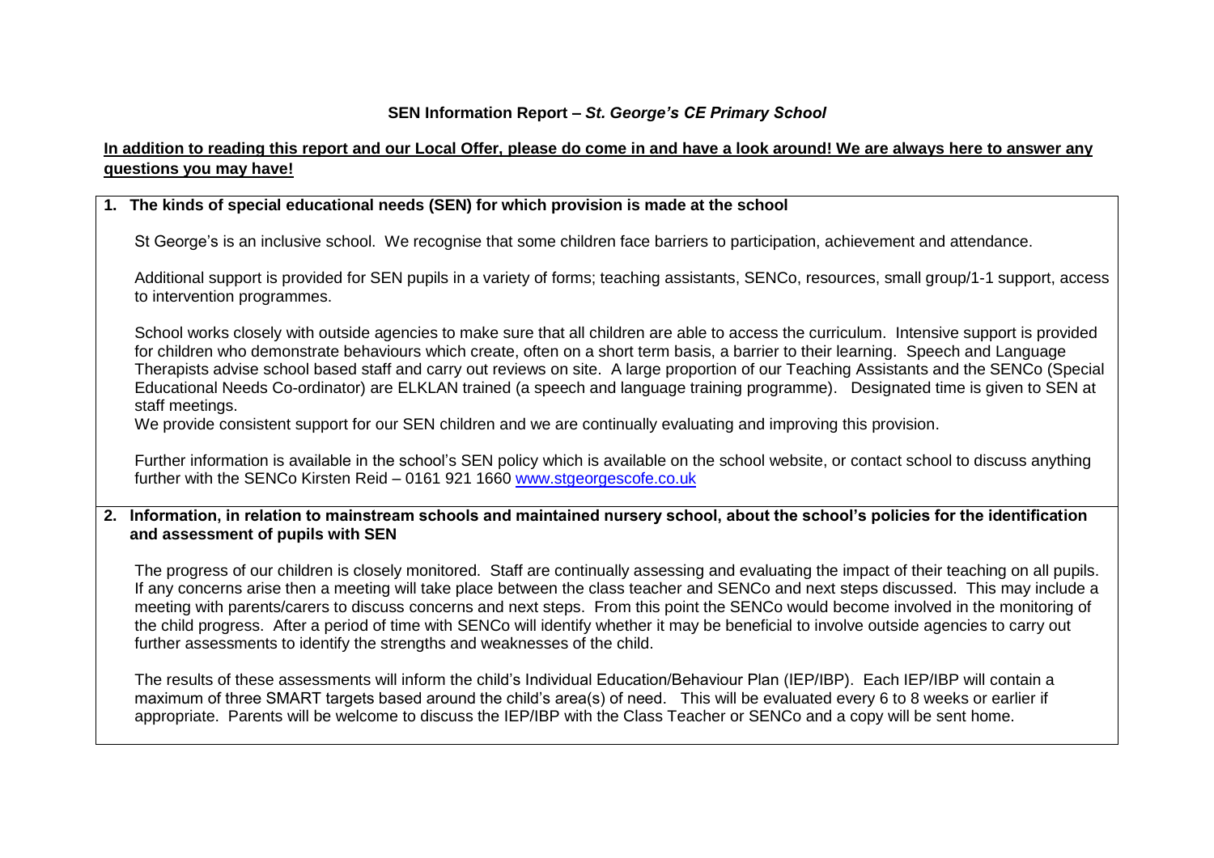# SEN Information Report – *St. George's CE Primary School*

**<u>In addition to reading this report and our Local Offer, please do come in and have a look around! We are always here to answer any questions you may have!</u>**

## 1. The kinds of special educational needs (SEN) for which provision is made at the school

St George's is an inclusive school. We recognise that some children face barriers to participation, achievement and attendance.

Additional support is provided for SEN pupils in a variety of forms; teaching assistants, SENCo, resources, small group/1-1 support, access to intervention programmes.

School works closely with outside agencies to make sure that all children are able to access the curriculum. Intensive support is provided for children who demonstrate behaviours which create, often on a short term basis, a barrier to their learning. Speech and Language Therapists advise school based staff and carry out reviews on site. A large proportion of our Teaching Assistants and the SENCo (Special Educational Needs Co-ordinator) are ELKLAN trained (a speech and language training programme). Designated time is given to SEN at staff meetings.
We provide consistent support for our SEN children and we are continually evaluating and improving this provision.

Further information is available in the school's SEN policy which is available on the school website, or contact school to discuss anything further with the SENCo Kirsten Reid – 0161 921 1660 [www.stgeorgescofe.co.uk](http://www.stgeorgescofe.co.uk)

## 2. Information, in relation to mainstream schools and maintained nursery school, about the school's policies for the identification and assessment of pupils with SEN

The progress of our children is closely monitored. Staff are continually assessing and evaluating the impact of their teaching on all pupils. If any concerns arise then a meeting will take place between the class teacher and SENCo and next steps discussed. This may include a meeting with parents/carers to discuss concerns and next steps. From this point the SENCo would become involved in the monitoring of the child progress. After a period of time with SENCo will identify whether it may be beneficial to involve outside agencies to carry out further assessments to identify the strengths and weaknesses of the child.

The results of these assessments will inform the child's Individual Education/Behaviour Plan (IEP/IBP). Each IEP/IBP will contain a maximum of three SMART targets based around the child's area(s) of need. This will be evaluated every 6 to 8 weeks or earlier if appropriate. Parents will be welcome to discuss the IEP/IBP with the Class Teacher or SENCo and a copy will be sent home.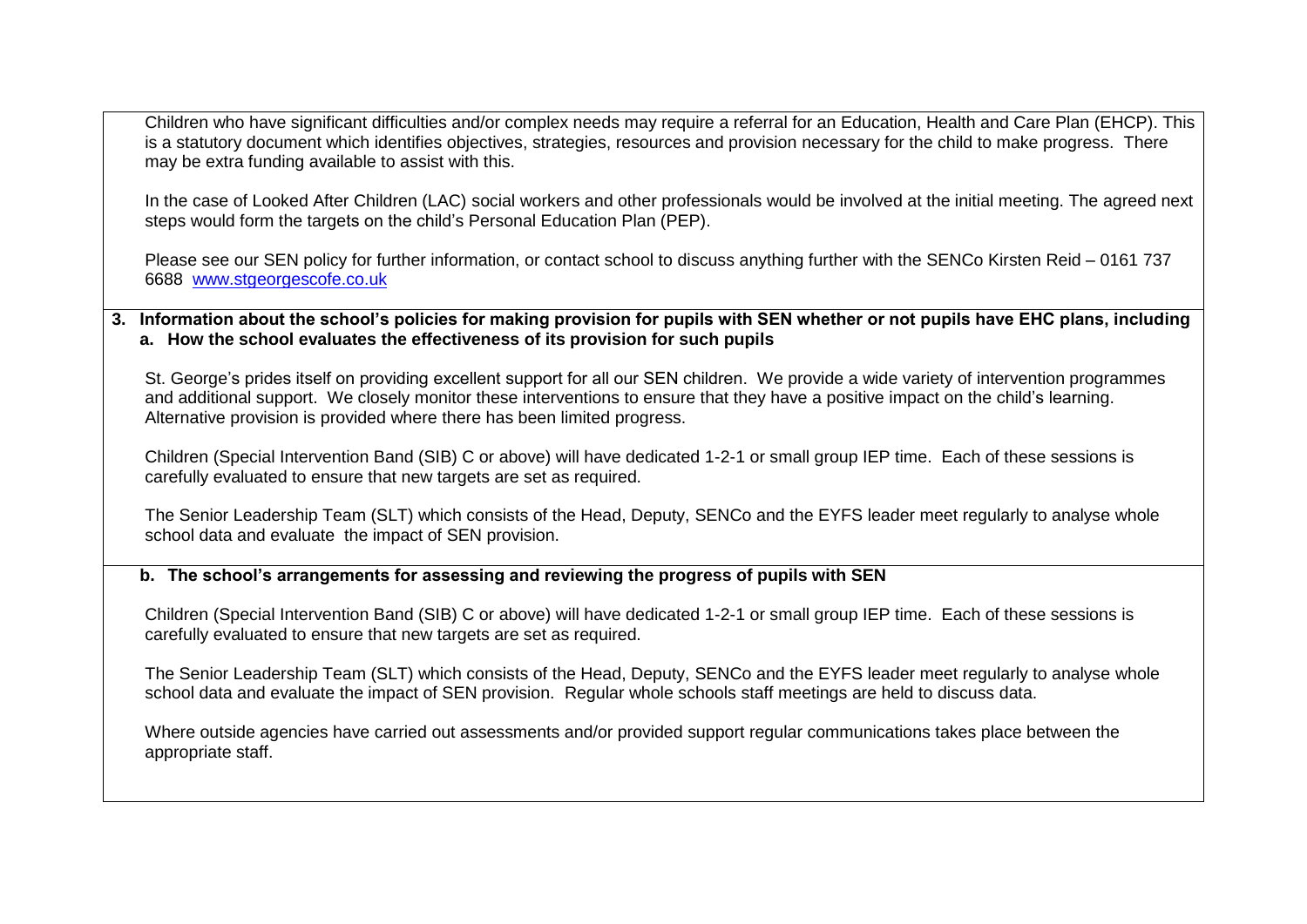Children who have significant difficulties and/or complex needs may require a referral for an Education, Health and Care Plan (EHCP). This is a statutory document which identifies objectives, strategies, resources and provision necessary for the child to make progress. There may be extra funding available to assist with this.

In the case of Looked After Children (LAC) social workers and other professionals would be involved at the initial meeting. The agreed next steps would form the targets on the child's Personal Education Plan (PEP).

Please see our SEN policy for further information, or contact school to discuss anything further with the SENCo Kirsten Reid – 0161 737 6688 [www.stgeorgescofe.co.uk](http://www.stgeorgescofe.co.uk)

**3. Information about the school's policies for making provision for pupils with SEN whether or not pupils have EHC plans, including**

**a. How the school evaluates the effectiveness of its provision for such pupils**

St. George's prides itself on providing excellent support for all our SEN children. We provide a wide variety of intervention programmes and additional support. We closely monitor these interventions to ensure that they have a positive impact on the child's learning. Alternative provision is provided where there has been limited progress.

Children (Special Intervention Band (SIB) C or above) will have dedicated 1-2-1 or small group IEP time. Each of these sessions is carefully evaluated to ensure that new targets are set as required.

The Senior Leadership Team (SLT) which consists of the Head, Deputy, SENCo and the EYFS leader meet regularly to analyse whole school data and evaluate the impact of SEN provision.

**b. The school's arrangements for assessing and reviewing the progress of pupils with SEN**

Children (Special Intervention Band (SIB) C or above) will have dedicated 1-2-1 or small group IEP time. Each of these sessions is carefully evaluated to ensure that new targets are set as required.

The Senior Leadership Team (SLT) which consists of the Head, Deputy, SENCo and the EYFS leader meet regularly to analyse whole school data and evaluate the impact of SEN provision. Regular whole schools staff meetings are held to discuss data.

Where outside agencies have carried out assessments and/or provided support regular communications takes place between the appropriate staff.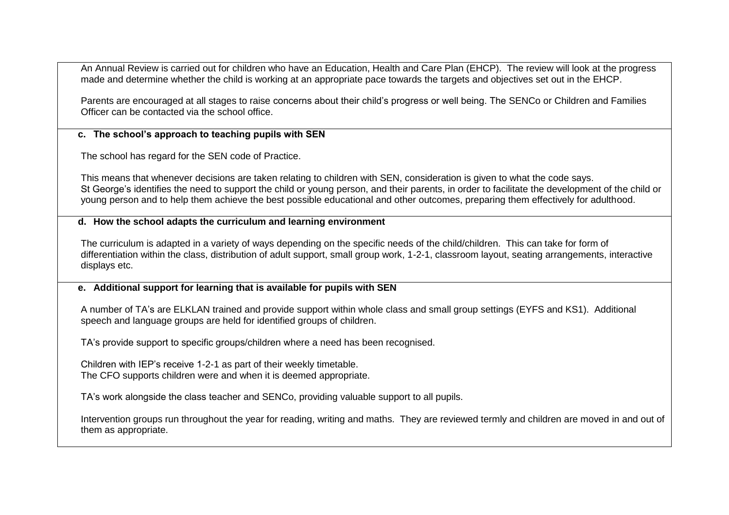An Annual Review is carried out for children who have an Education, Health and Care Plan (EHCP). The review will look at the progress made and determine whether the child is working at an appropriate pace towards the targets and objectives set out in the EHCP.

Parents are encouraged at all stages to raise concerns about their child's progress or well being. The SENCo or Children and Families Officer can be contacted via the school office.

### c. The school's approach to teaching pupils with SEN

The school has regard for the SEN code of Practice.

This means that whenever decisions are taken relating to children with SEN, consideration is given to what the code says.
St George's identifies the need to support the child or young person, and their parents, in order to facilitate the development of the child or young person and to help them achieve the best possible educational and other outcomes, preparing them effectively for adulthood.

### d. How the school adapts the curriculum and learning environment

The curriculum is adapted in a variety of ways depending on the specific needs of the child/children. This can take for form of differentiation within the class, distribution of adult support, small group work, 1-2-1, classroom layout, seating arrangements, interactive displays etc.

### e. Additional support for learning that is available for pupils with SEN

A number of TA's are ELKLAN trained and provide support within whole class and small group settings (EYFS and KS1). Additional speech and language groups are held for identified groups of children.

TA's provide support to specific groups/children where a need has been recognised.

Children with IEP's receive 1-2-1 as part of their weekly timetable.
The CFO supports children were and when it is deemed appropriate.

TA's work alongside the class teacher and SENCo, providing valuable support to all pupils.

Intervention groups run throughout the year for reading, writing and maths. They are reviewed termly and children are moved in and out of them as appropriate.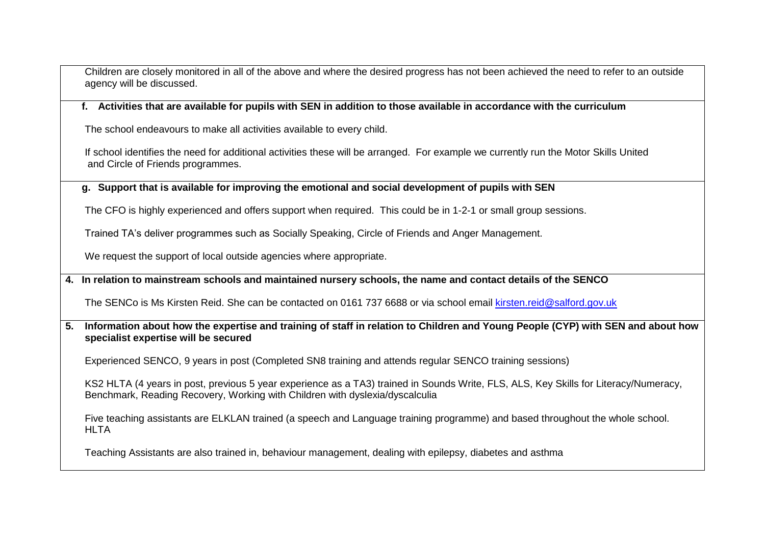Children are closely monitored in all of the above and where the desired progress has not been achieved the need to refer to an outside agency will be discussed.

**f. Activities that are available for pupils with SEN in addition to those available in accordance with the curriculum**

The school endeavours to make all activities available to every child.

If school identifies the need for additional activities these will be arranged. For example we currently run the Motor Skills United and Circle of Friends programmes.

**g. Support that is available for improving the emotional and social development of pupils with SEN**

The CFO is highly experienced and offers support when required. This could be in 1-2-1 or small group sessions.

Trained TA's deliver programmes such as Socially Speaking, Circle of Friends and Anger Management.

We request the support of local outside agencies where appropriate.

**4. In relation to mainstream schools and maintained nursery schools, the name and contact details of the SENCO**

The SENCo is Ms Kirsten Reid. She can be contacted on 0161 737 6688 or via school email [kirsten.reid@salford.gov.uk](mailto:kirsten.reid@salford.gov.uk)

**5. Information about how the expertise and training of staff in relation to Children and Young People (CYP) with SEN and about how specialist expertise will be secured**

Experienced SENCO, 9 years in post (Completed SN8 training and attends regular SENCO training sessions)

KS2 HLTA (4 years in post, previous 5 year experience as a TA3) trained in Sounds Write, FLS, ALS, Key Skills for Literacy/Numeracy, Benchmark, Reading Recovery, Working with Children with dyslexia/dyscalculia

Five teaching assistants are ELKLAN trained (a speech and Language training programme) and based throughout the whole school. HLTA

Teaching Assistants are also trained in, behaviour management, dealing with epilepsy, diabetes and asthma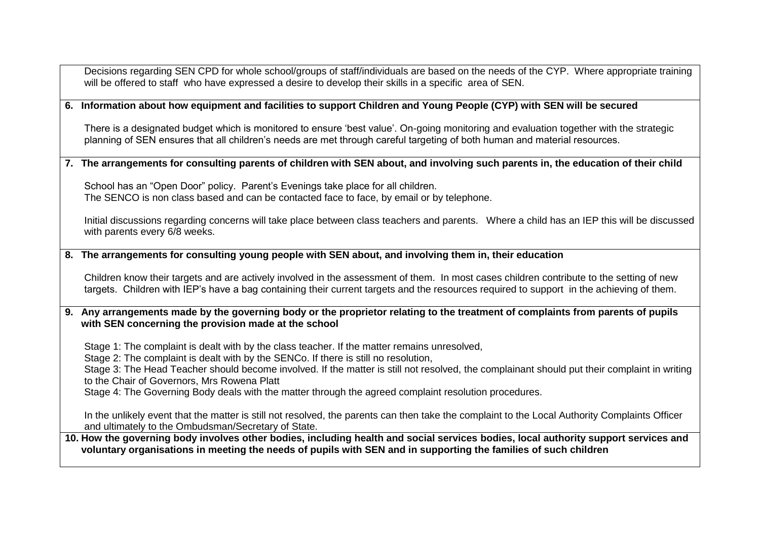Decisions regarding SEN CPD for whole school/groups of staff/individuals are based on the needs of the CYP. Where appropriate training will be offered to staff who have expressed a desire to develop their skills in a specific area of SEN.

**6. Information about how equipment and facilities to support Children and Young People (CYP) with SEN will be secured**

There is a designated budget which is monitored to ensure 'best value'. On-going monitoring and evaluation together with the strategic planning of SEN ensures that all children's needs are met through careful targeting of both human and material resources.

**7. The arrangements for consulting parents of children with SEN about, and involving such parents in, the education of their child**

School has an "Open Door" policy. Parent's Evenings take place for all children.
The SENCO is non class based and can be contacted face to face, by email or by telephone.

Initial discussions regarding concerns will take place between class teachers and parents. Where a child has an IEP this will be discussed with parents every 6/8 weeks.

**8. The arrangements for consulting young people with SEN about, and involving them in, their education**

Children know their targets and are actively involved in the assessment of them. In most cases children contribute to the setting of new targets. Children with IEP's have a bag containing their current targets and the resources required to support in the achieving of them.

**9. Any arrangements made by the governing body or the proprietor relating to the treatment of complaints from parents of pupils with SEN concerning the provision made at the school**

Stage 1: The complaint is dealt with by the class teacher. If the matter remains unresolved,
Stage 2: The complaint is dealt with by the SENCo. If there is still no resolution,
Stage 3: The Head Teacher should become involved. If the matter is still not resolved, the complainant should put their complaint in writing to the Chair of Governors, Mrs Rowena Platt
Stage 4: The Governing Body deals with the matter through the agreed complaint resolution procedures.

In the unlikely event that the matter is still not resolved, the parents can then take the complaint to the Local Authority Complaints Officer and ultimately to the Ombudsman/Secretary of State.

**10. How the governing body involves other bodies, including health and social services bodies, local authority support services and voluntary organisations in meeting the needs of pupils with SEN and in supporting the families of such children**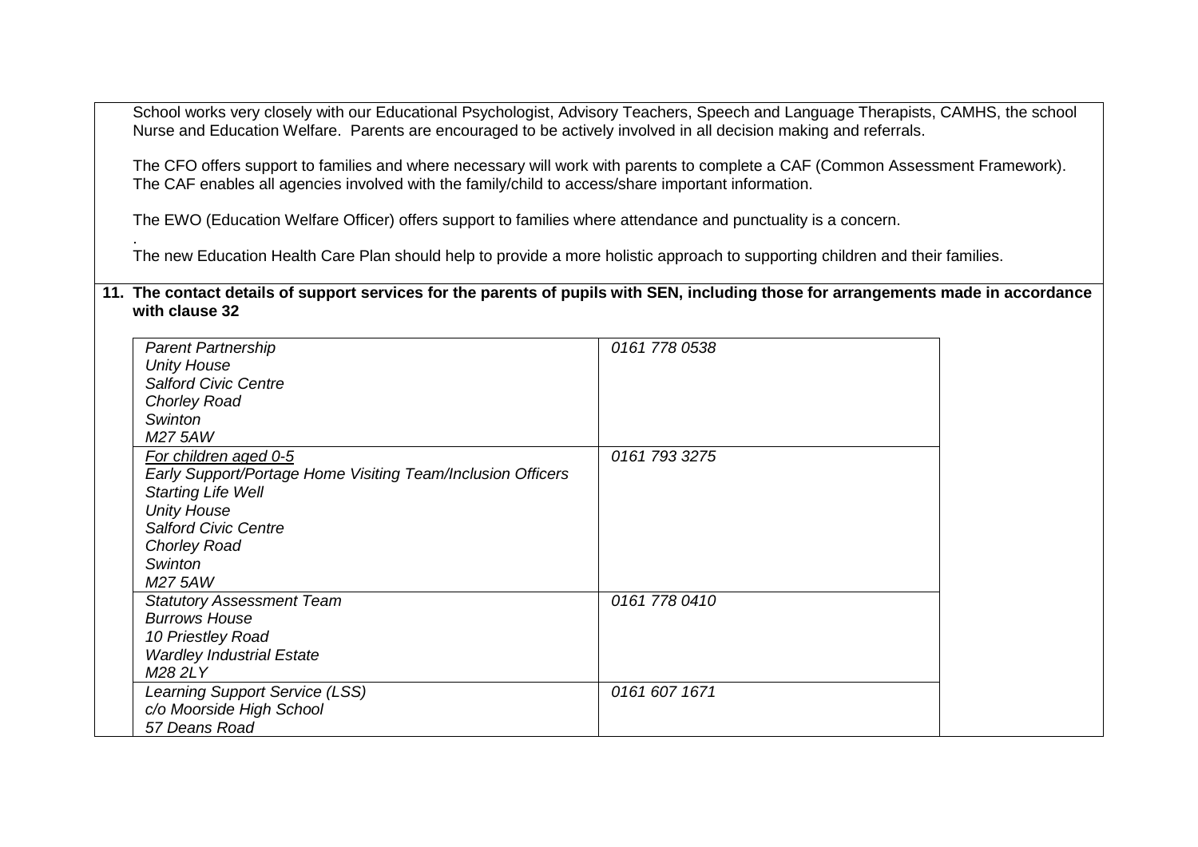School works very closely with our Educational Psychologist, Advisory Teachers, Speech and Language Therapists, CAMHS, the school Nurse and Education Welfare. Parents are encouraged to be actively involved in all decision making and referrals.

The CFO offers support to families and where necessary will work with parents to complete a CAF (Common Assessment Framework). The CAF enables all agencies involved with the family/child to access/share important information.

The EWO (Education Welfare Officer) offers support to families where attendance and punctuality is a concern.

.
The new Education Health Care Plan should help to provide a more holistic approach to supporting children and their families.

**11. The contact details of support services for the parents of pupils with SEN, including those for arrangements made in accordance with clause 32**

| | |
|---|---|
| *Parent Partnership*<br>*Unity House*<br>*Salford Civic Centre*<br>*Chorley Road*<br>*Swinton*<br>*M27 5AW* | *0161 778 0538* |
| *For children aged 0-5*<br>*Early Support/Portage Home Visiting Team/Inclusion Officers*<br>*Starting Life Well*<br>*Unity House*<br>*Salford Civic Centre*<br>*Chorley Road*<br>*Swinton*<br>*M27 5AW* | *0161 793 3275* |
| *Statutory Assessment Team*<br>*Burrows House*<br>*10 Priestley Road*<br>*Wardley Industrial Estate*<br>*M28 2LY* | *0161 778 0410* |
| *Learning Support Service (LSS)*<br>*c/o Moorside High School*<br>*57 Deans Road* | *0161 607 1671* |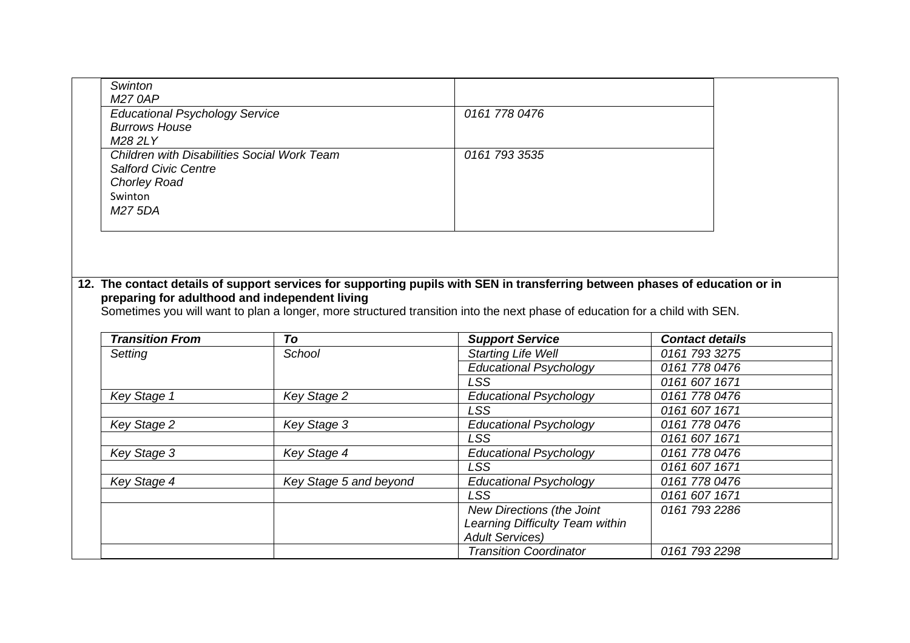| | |
|---|---|
| *Swinton*<br>*M27 0AP* | |
| *Educational Psychology Service*<br>*Burrows House*<br>*M28 2LY* | *0161 778 0476* |
| *Children with Disabilities Social Work Team*<br>*Salford Civic Centre*<br>*Chorley Road*<br>Swinton<br>*M27 5DA* | *0161 793 3535* |

**12. The contact details of support services for supporting pupils with SEN in transferring between phases of education or in preparing for adulthood and independent living**

Sometimes you will want to plan a longer, more structured transition into the next phase of education for a child with SEN.

| ***Transition From*** | ***To*** | ***Support Service*** | ***Contact details*** |
|---|---|---|---|
| *Setting* | *School* | *Starting Life Well* | *0161 793 3275* |
| | | *Educational Psychology* | *0161 778 0476* |
| | | *LSS* | *0161 607 1671* |
| *Key Stage 1* | *Key Stage 2* | *Educational Psychology* | *0161 778 0476* |
| | | *LSS* | *0161 607 1671* |
| *Key Stage 2* | *Key Stage 3* | *Educational Psychology* | *0161 778 0476* |
| | | *LSS* | *0161 607 1671* |
| *Key Stage 3* | *Key Stage 4* | *Educational Psychology* | *0161 778 0476* |
| | | *LSS* | *0161 607 1671* |
| *Key Stage 4* | *Key Stage 5 and beyond* | *Educational Psychology* | *0161 778 0476* |
| | | *LSS* | *0161 607 1671* |
| | | *New Directions (the Joint Learning Difficulty Team within Adult Services)* | *0161 793 2286* |
| | | *Transition Coordinator* | *0161 793 2298* |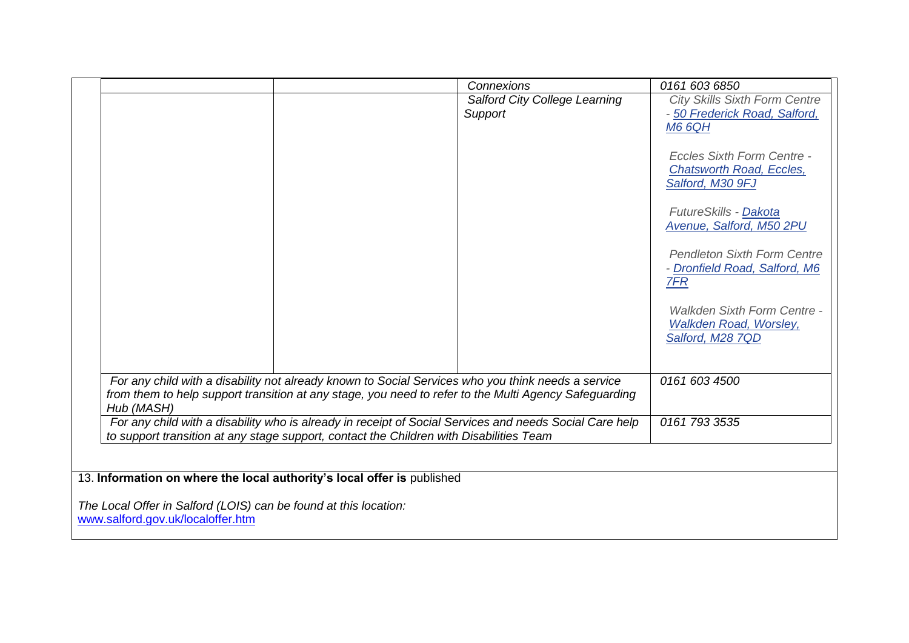| | | | |
|---|---|---|---|
| | | *Connexions* | *0161 603 6850* |
| | | *Salford City College Learning Support* | *City Skills Sixth Form Centre - [50 Frederick Road, Salford, M6 6QH]*<br><br>*Eccles Sixth Form Centre - [Chatsworth Road, Eccles, Salford, M30 9FJ]*<br><br>*FutureSkills - [Dakota Avenue, Salford, M50 2PU]*<br><br>*Pendleton Sixth Form Centre - [Dronfield Road, Salford, M6 7FR]*<br><br>*Walkden Sixth Form Centre - [Walkden Road, Worsley, Salford, M28 7QD]* |
| *For any child with a disability not already known to Social Services who you think needs a service from them to help support transition at any stage, you need to refer to the Multi Agency Safeguarding Hub (MASH)* | | | *0161 603 4500* |
| *For any child with a disability who is already in receipt of Social Services and needs Social Care help to support transition at any stage support, contact the Children with Disabilities Team* | | | *0161 793 3535* |

13. **Information on where the local authority's local offer is** published

*The Local Offer in Salford (LOIS) can be found at this location:*
www.salford.gov.uk/localoffer.htm